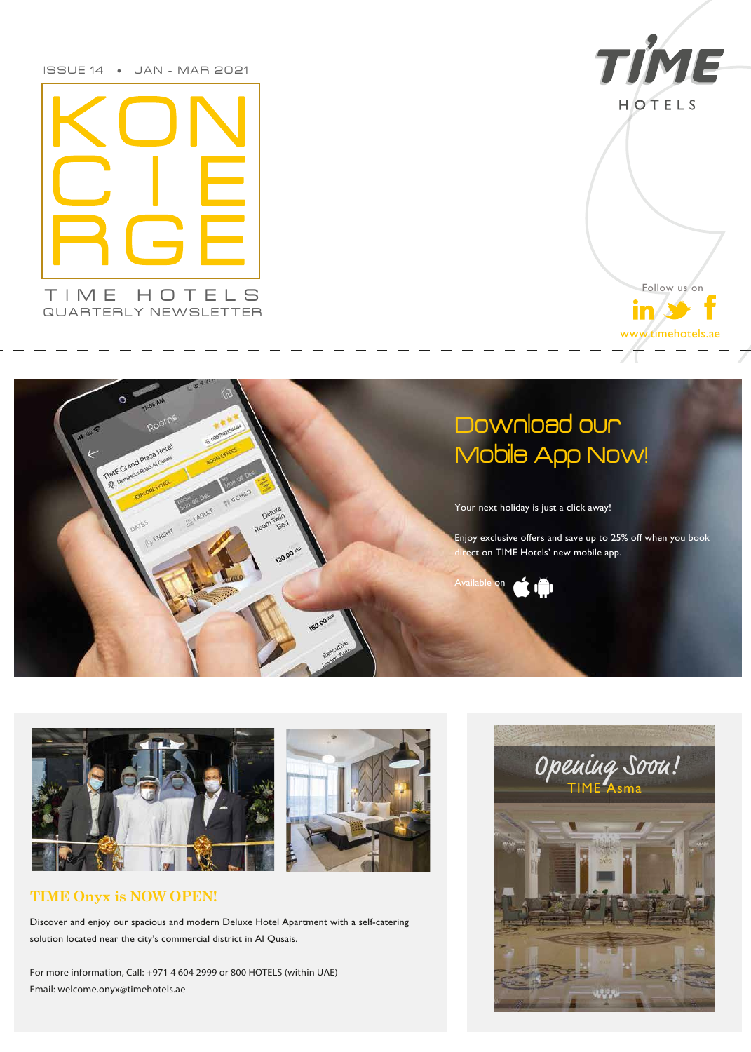ISSUE 14 • JAN - MAR 2021

# KONCIERGE

TIME HOTELS
QUARTERLY NEWSLETTER

TIME HOTELS

Follow us on

www.timehotels.ae

## Download our Mobile App Now!

Your next holiday is just a click away!

Enjoy exclusive offers and save up to 25% off when you book direct on TIME Hotels' new mobile app.

Available on

## TIME Onyx is NOW OPEN!

Discover and enjoy our spacious and modern Deluxe Hotel Apartment with a self-catering solution located near the city's commercial district in Al Qusais.

For more information, Call: +971 4 604 2999 or 800 HOTELS (within UAE)
Email: welcome.onyx@timehotels.ae

## Opening Soon!

TIME Asma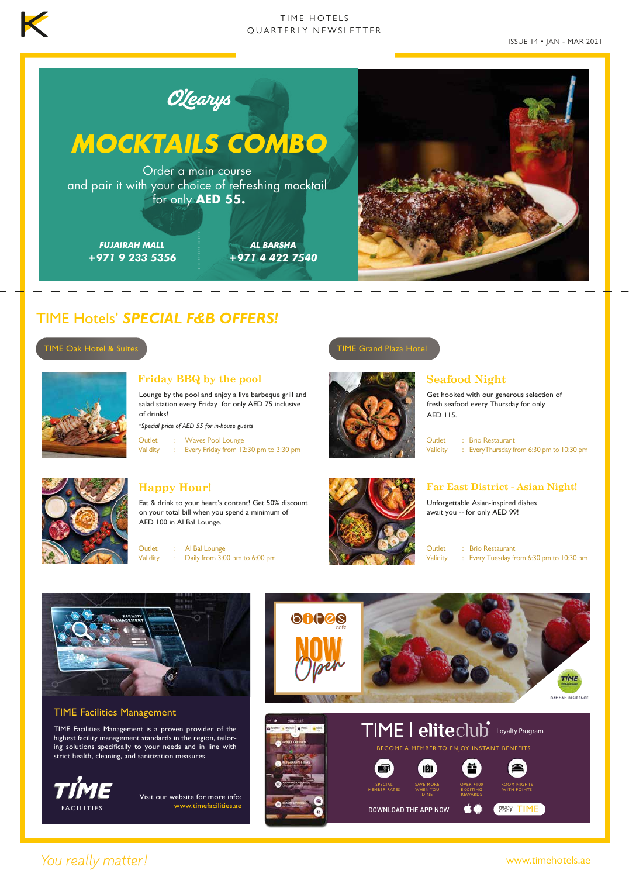# O'Learys

## MOCKTAILS COMBO

Order a main course
and pair it with your choice of refreshing mocktail
for only **AED 55.**

**FUJAIRAH MALL**
**+971 9 233 5356**

**AL BARSHA**
**+971 4 422 7540**

## TIME Hotels' *SPECIAL F&B OFFERS!*

### TIME Oak Hotel & Suites

#### Friday BBQ by the pool

Lounge by the pool and enjoy a live barbeque grill and salad station every Friday for only AED 75 inclusive of drinks!

*\*Special price of AED 55 for in-house guests*

Outlet : Waves Pool Lounge
Validity : Every Friday from 12:30 pm to 3:30 pm

#### Happy Hour!

Eat & drink to your heart's content! Get 50% discount on your total bill when you spend a minimum of AED 100 in Al Bal Lounge.

Outlet : Al Bal Lounge
Validity : Daily from 3:00 pm to 6:00 pm

### TIME Grand Plaza Hotel

#### Seafood Night

Get hooked with our generous selection of fresh seafood every Thursday for only AED 115.

Outlet : Brio Restaurant
Validity : EveryThursday from 6:30 pm to 10:30 pm

#### Far East District - Asian Night!

Unforgettable Asian-inspired dishes await you -- for only AED 99!

Outlet : Brio Restaurant
Validity : Every Tuesday from 6:30 pm to 10:30 pm

### TIME Facilities Management

TIME Facilities Management is a proven provider of the highest facility management standards in the region, tailoring solutions specifically to your needs and in line with strict health, cleaning, and sanitization measures.

TIME FACILITIES

Visit our website for more info:
www.timefacilities.ae

bites cafe

NOW Open

TIME DAMMAM RESIDENCE

### TIME | eliteclub Loyalty Program

BECOME A MEMBER TO ENJOY INSTANT BENEFITS

- SPECIAL MEMBER RATES
- SAVE MORE WHEN YOU DINE
- OVER +100 EXCITING REWARDS
- ROOM NIGHTS WITH POINTS

DOWNLOAD THE APP NOW

PROMO CODE TIME

*You really matter!*

www.timehotels.ae